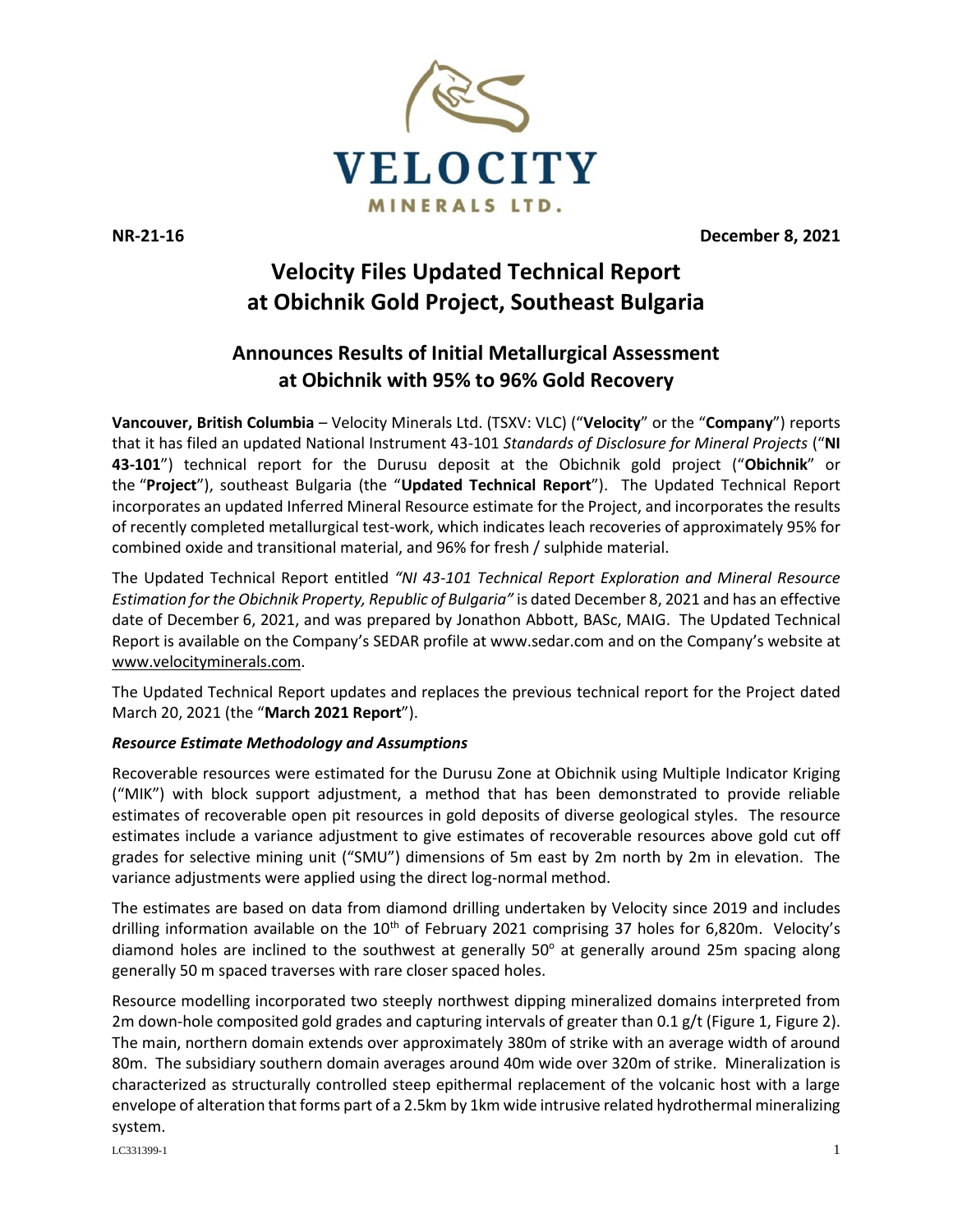VELOCITY MINERALS LTD.

**NR-21-16** **December 8, 2021**

# Velocity Files Updated Technical Report at Obichnik Gold Project, Southeast Bulgaria

## Announces Results of Initial Metallurgical Assessment at Obichnik with 95% to 96% Gold Recovery

**Vancouver, British Columbia** – Velocity Minerals Ltd. (TSXV: VLC) ("**Velocity**" or the "**Company**") reports that it has filed an updated National Instrument 43-101 *Standards of Disclosure for Mineral Projects* ("**NI 43-101**") technical report for the Durusu deposit at the Obichnik gold project ("**Obichnik**" or the "**Project**"), southeast Bulgaria (the "**Updated Technical Report**"). The Updated Technical Report incorporates an updated Inferred Mineral Resource estimate for the Project, and incorporates the results of recently completed metallurgical test-work, which indicates leach recoveries of approximately 95% for combined oxide and transitional material, and 96% for fresh / sulphide material.

The Updated Technical Report entitled *"NI 43-101 Technical Report Exploration and Mineral Resource Estimation for the Obichnik Property, Republic of Bulgaria"* is dated December 8, 2021 and has an effective date of December 6, 2021, and was prepared by Jonathon Abbott, BASc, MAIG. The Updated Technical Report is available on the Company's SEDAR profile at www.sedar.com and on the Company's website at www.velocityminerals.com.

The Updated Technical Report updates and replaces the previous technical report for the Project dated March 20, 2021 (the "**March 2021 Report**").

### *Resource Estimate Methodology and Assumptions*

Recoverable resources were estimated for the Durusu Zone at Obichnik using Multiple Indicator Kriging ("MIK") with block support adjustment, a method that has been demonstrated to provide reliable estimates of recoverable open pit resources in gold deposits of diverse geological styles. The resource estimates include a variance adjustment to give estimates of recoverable resources above gold cut off grades for selective mining unit ("SMU") dimensions of 5m east by 2m north by 2m in elevation. The variance adjustments were applied using the direct log-normal method.

The estimates are based on data from diamond drilling undertaken by Velocity since 2019 and includes drilling information available on the 10th of February 2021 comprising 37 holes for 6,820m. Velocity's diamond holes are inclined to the southwest at generally 50° at generally around 25m spacing along generally 50 m spaced traverses with rare closer spaced holes.

Resource modelling incorporated two steeply northwest dipping mineralized domains interpreted from 2m down-hole composited gold grades and capturing intervals of greater than 0.1 g/t (Figure 1, Figure 2). The main, northern domain extends over approximately 380m of strike with an average width of around 80m. The subsidiary southern domain averages around 40m wide over 320m of strike. Mineralization is characterized as structurally controlled steep epithermal replacement of the volcanic host with a large envelope of alteration that forms part of a 2.5km by 1km wide intrusive related hydrothermal mineralizing system.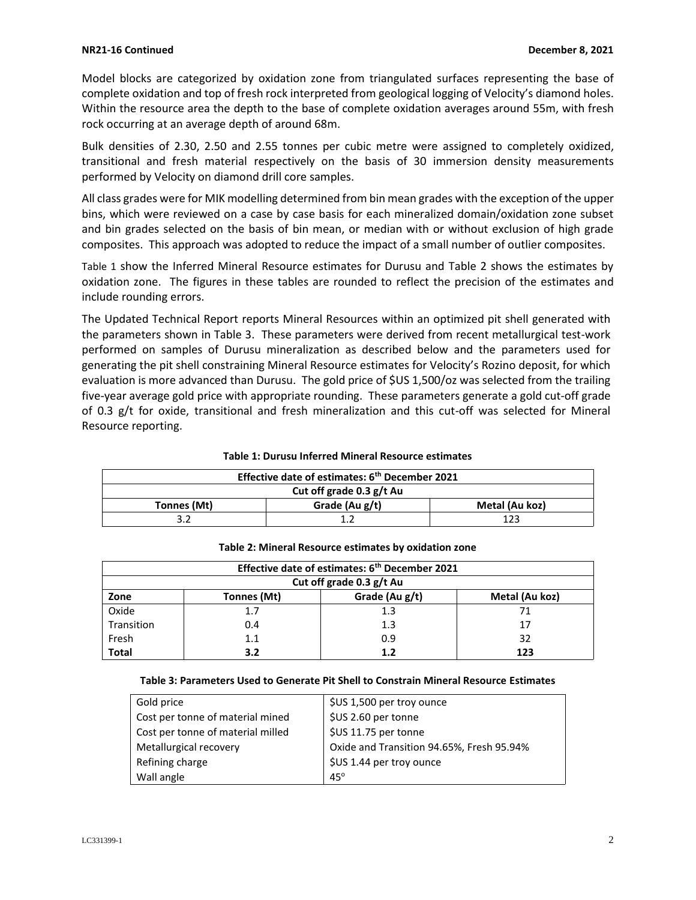Model blocks are categorized by oxidation zone from triangulated surfaces representing the base of complete oxidation and top of fresh rock interpreted from geological logging of Velocity's diamond holes. Within the resource area the depth to the base of complete oxidation averages around 55m, with fresh rock occurring at an average depth of around 68m.

Bulk densities of 2.30, 2.50 and 2.55 tonnes per cubic metre were assigned to completely oxidized, transitional and fresh material respectively on the basis of 30 immersion density measurements performed by Velocity on diamond drill core samples.

All class grades were for MIK modelling determined from bin mean grades with the exception of the upper bins, which were reviewed on a case by case basis for each mineralized domain/oxidation zone subset and bin grades selected on the basis of bin mean, or median with or without exclusion of high grade composites. This approach was adopted to reduce the impact of a small number of outlier composites.

Table 1 show the Inferred Mineral Resource estimates for Durusu and Table 2 shows the estimates by oxidation zone. The figures in these tables are rounded to reflect the precision of the estimates and include rounding errors.

The Updated Technical Report reports Mineral Resources within an optimized pit shell generated with the parameters shown in Table 3. These parameters were derived from recent metallurgical test-work performed on samples of Durusu mineralization as described below and the parameters used for generating the pit shell constraining Mineral Resource estimates for Velocity's Rozino deposit, for which evaluation is more advanced than Durusu. The gold price of $US 1,500/oz was selected from the trailing five-year average gold price with appropriate rounding. These parameters generate a gold cut-off grade of 0.3 g/t for oxide, transitional and fresh mineralization and this cut-off was selected for Mineral Resource reporting.

**Table 1: Durusu Inferred Mineral Resource estimates**

| Effective date of estimates: 6th December 2021 | | |
|---|---|---|
| Cut off grade 0.3 g/t Au | | |
| **Tonnes (Mt)** | **Grade (Au g/t)** | **Metal (Au koz)** |
| 3.2 | 1.2 | 123 |

**Table 2: Mineral Resource estimates by oxidation zone**

| Effective date of estimates: 6th December 2021 | | | |
|---|---|---|---|
| Cut off grade 0.3 g/t Au | | | |
| **Zone** | **Tonnes (Mt)** | **Grade (Au g/t)** | **Metal (Au koz)** |
| Oxide | 1.7 | 1.3 | 71 |
| Transition | 0.4 | 1.3 | 17 |
| Fresh | 1.1 | 0.9 | 32 |
| **Total** | **3.2** | **1.2** | **123** |

**Table 3: Parameters Used to Generate Pit Shell to Constrain Mineral Resource Estimates**

| Parameter | Value |
|---|---|
| Gold price | $US 1,500 per troy ounce |
| Cost per tonne of material mined | $US 2.60 per tonne |
| Cost per tonne of material milled | $US 11.75 per tonne |
| Metallurgical recovery | Oxide and Transition 94.65%, Fresh 95.94% |
| Refining charge | $US 1.44 per troy ounce |
| Wall angle | 45° |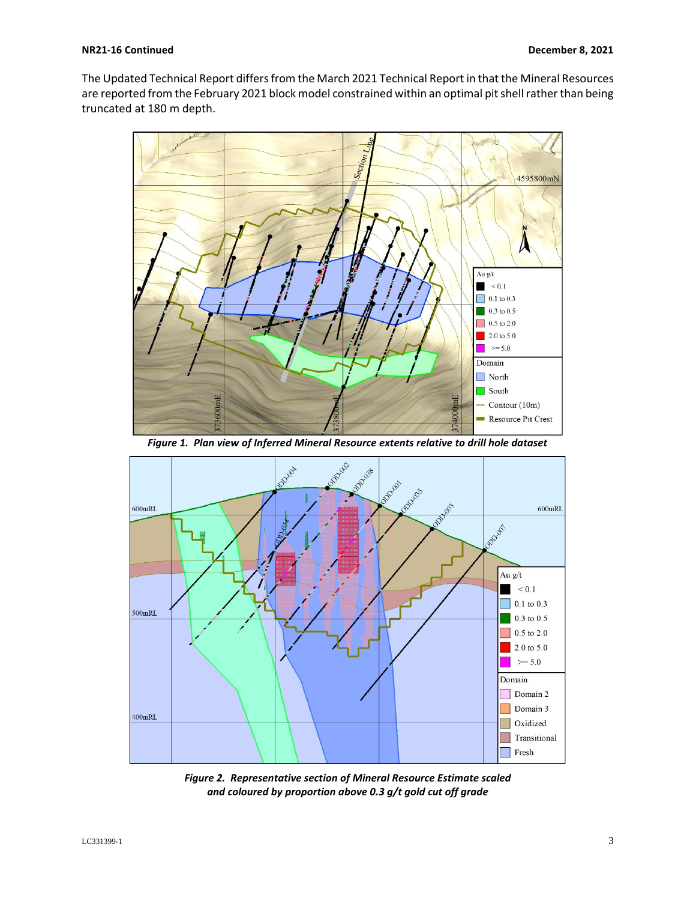The Updated Technical Report differs from the March 2021 Technical Report in that the Mineral Resources are reported from the February 2021 block model constrained within an optimal pit shell rather than being truncated at 180 m depth.

***Figure 1. Plan view of Inferred Mineral Resource extents relative to drill hole dataset***

***Figure 2. Representative section of Mineral Resource Estimate scaled and coloured by proportion above 0.3 g/t gold cut off grade***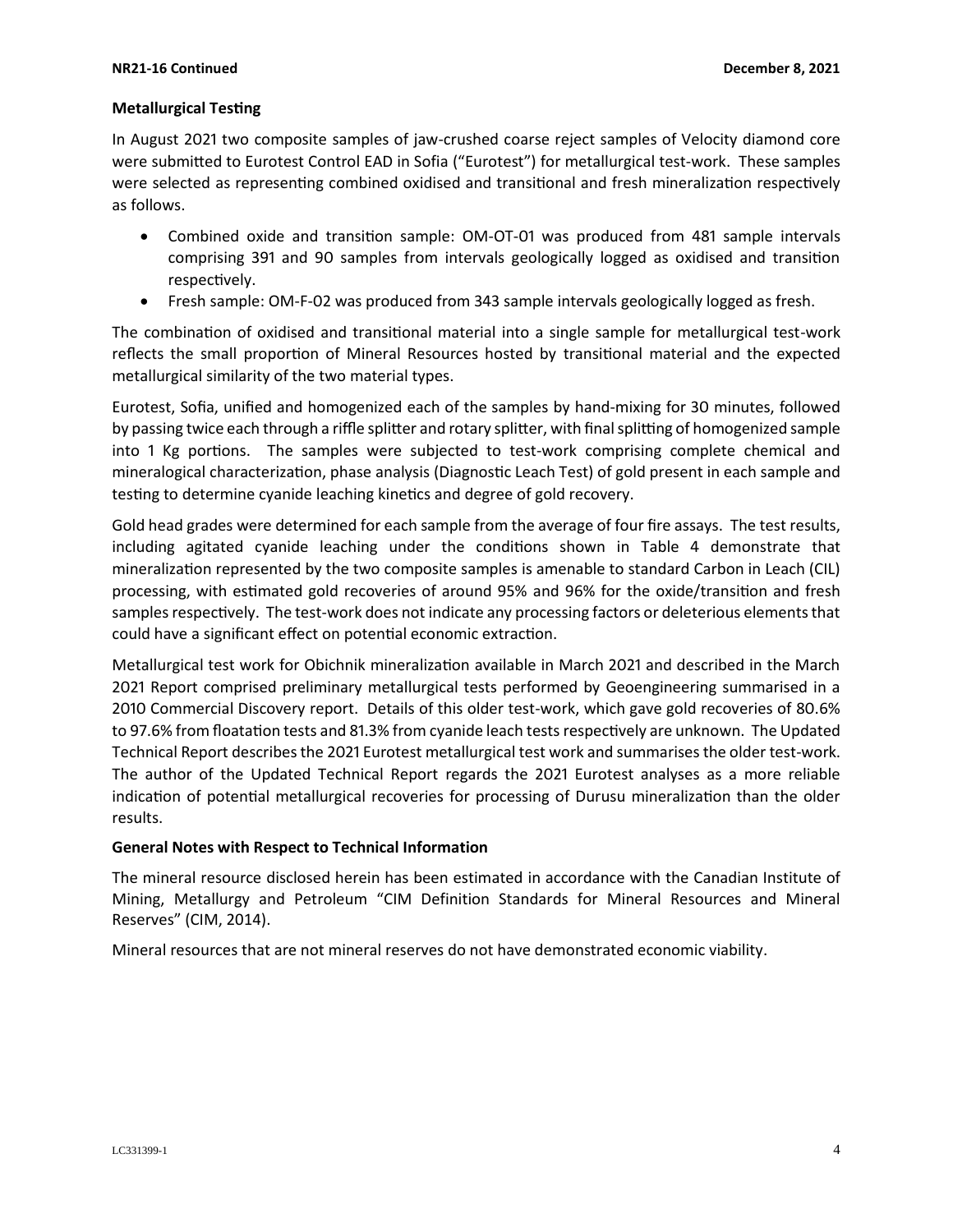### Metallurgical Testing

In August 2021 two composite samples of jaw-crushed coarse reject samples of Velocity diamond core were submitted to Eurotest Control EAD in Sofia ("Eurotest") for metallurgical test-work. These samples were selected as representing combined oxidised and transitional and fresh mineralization respectively as follows.

- Combined oxide and transition sample: OM-OT-01 was produced from 481 sample intervals comprising 391 and 90 samples from intervals geologically logged as oxidised and transition respectively.
- Fresh sample: OM-F-02 was produced from 343 sample intervals geologically logged as fresh.

The combination of oxidised and transitional material into a single sample for metallurgical test-work reflects the small proportion of Mineral Resources hosted by transitional material and the expected metallurgical similarity of the two material types.

Eurotest, Sofia, unified and homogenized each of the samples by hand-mixing for 30 minutes, followed by passing twice each through a riffle splitter and rotary splitter, with final splitting of homogenized sample into 1 Kg portions. The samples were subjected to test-work comprising complete chemical and mineralogical characterization, phase analysis (Diagnostic Leach Test) of gold present in each sample and testing to determine cyanide leaching kinetics and degree of gold recovery.

Gold head grades were determined for each sample from the average of four fire assays. The test results, including agitated cyanide leaching under the conditions shown in Table 4 demonstrate that mineralization represented by the two composite samples is amenable to standard Carbon in Leach (CIL) processing, with estimated gold recoveries of around 95% and 96% for the oxide/transition and fresh samples respectively. The test-work does not indicate any processing factors or deleterious elements that could have a significant effect on potential economic extraction.

Metallurgical test work for Obichnik mineralization available in March 2021 and described in the March 2021 Report comprised preliminary metallurgical tests performed by Geoengineering summarised in a 2010 Commercial Discovery report. Details of this older test-work, which gave gold recoveries of 80.6% to 97.6% from floatation tests and 81.3% from cyanide leach tests respectively are unknown. The Updated Technical Report describes the 2021 Eurotest metallurgical test work and summarises the older test-work. The author of the Updated Technical Report regards the 2021 Eurotest analyses as a more reliable indication of potential metallurgical recoveries for processing of Durusu mineralization than the older results.

### General Notes with Respect to Technical Information

The mineral resource disclosed herein has been estimated in accordance with the Canadian Institute of Mining, Metallurgy and Petroleum "CIM Definition Standards for Mineral Resources and Mineral Reserves" (CIM, 2014).

Mineral resources that are not mineral reserves do not have demonstrated economic viability.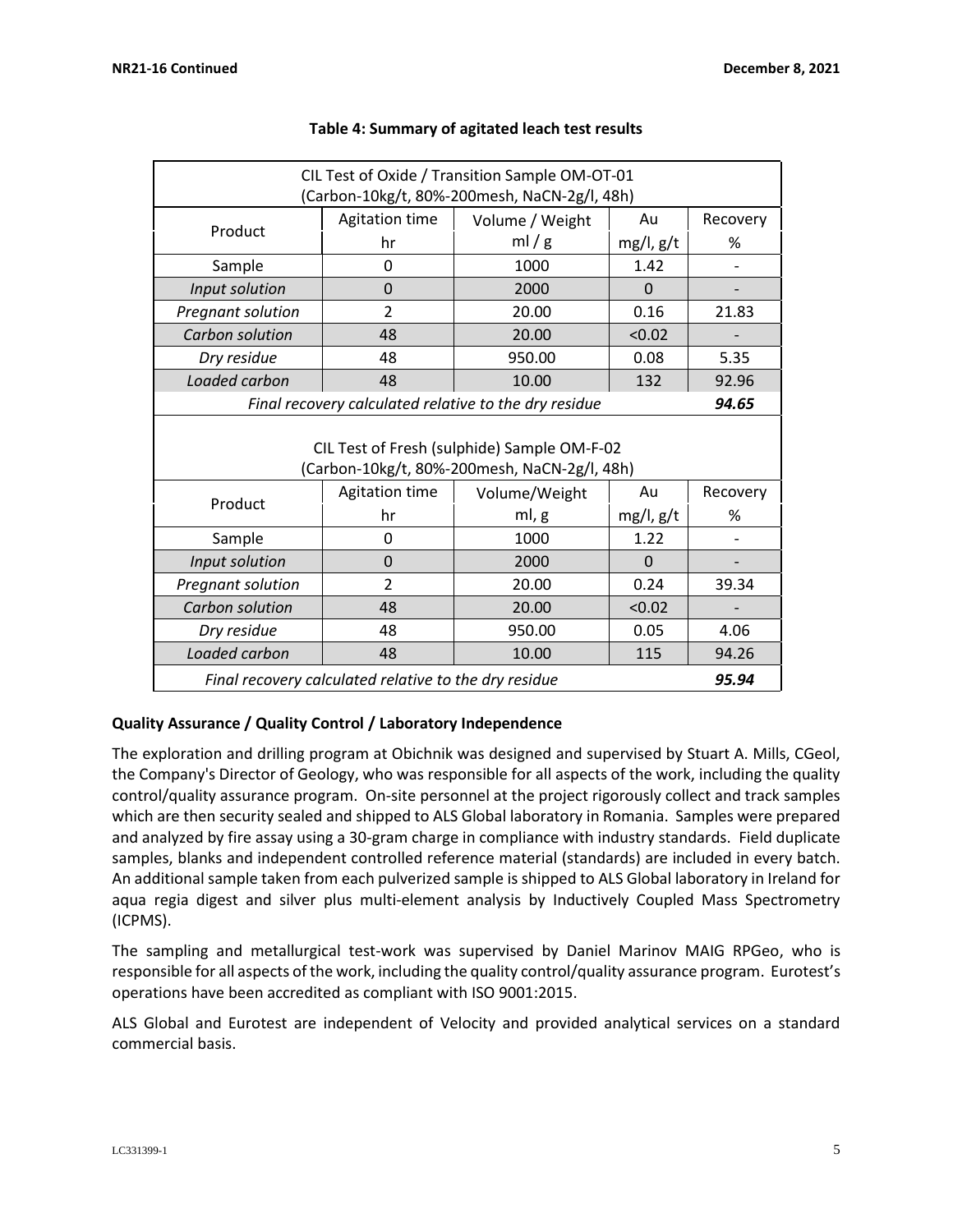**Table 4: Summary of agitated leach test results**

| CIL Test of Oxide / Transition Sample OM-OT-01 (Carbon-10kg/t, 80%-200mesh, NaCN-2g/l, 48h) | | | | |
|---|---|---|---|---|
| Product | Agitation time | Volume / Weight | Au | Recovery |
| | hr | ml / g | mg/l, g/t | % |
| Sample | 0 | 1000 | 1.42 | - |
| *Input solution* | 0 | 2000 | 0 | - |
| *Pregnant solution* | 2 | 20.00 | 0.16 | 21.83 |
| *Carbon solution* | 48 | 20.00 | <0.02 | - |
| *Dry residue* | 48 | 950.00 | 0.08 | 5.35 |
| *Loaded carbon* | 48 | 10.00 | 132 | 92.96 |
| *Final recovery calculated relative to the dry residue* | | | | ***94.65*** |

| CIL Test of Fresh (sulphide) Sample OM-F-02 (Carbon-10kg/t, 80%-200mesh, NaCN-2g/l, 48h) | | | | |
|---|---|---|---|---|
| Product | Agitation time | Volume/Weight | Au | Recovery |
| | hr | ml, g | mg/l, g/t | % |
| Sample | 0 | 1000 | 1.22 | - |
| *Input solution* | 0 | 2000 | 0 | - |
| *Pregnant solution* | 2 | 20.00 | 0.24 | 39.34 |
| *Carbon solution* | 48 | 20.00 | <0.02 | - |
| *Dry residue* | 48 | 950.00 | 0.05 | 4.06 |
| *Loaded carbon* | 48 | 10.00 | 115 | 94.26 |
| *Final recovery calculated relative to the dry residue* | | | | ***95.94*** |

**Quality Assurance / Quality Control / Laboratory Independence**

The exploration and drilling program at Obichnik was designed and supervised by Stuart A. Mills, CGeol, the Company's Director of Geology, who was responsible for all aspects of the work, including the quality control/quality assurance program. On-site personnel at the project rigorously collect and track samples which are then security sealed and shipped to ALS Global laboratory in Romania. Samples were prepared and analyzed by fire assay using a 30-gram charge in compliance with industry standards. Field duplicate samples, blanks and independent controlled reference material (standards) are included in every batch. An additional sample taken from each pulverized sample is shipped to ALS Global laboratory in Ireland for aqua regia digest and silver plus multi-element analysis by Inductively Coupled Mass Spectrometry (ICPMS).

The sampling and metallurgical test-work was supervised by Daniel Marinov MAIG RPGeo, who is responsible for all aspects of the work, including the quality control/quality assurance program. Eurotest's operations have been accredited as compliant with ISO 9001:2015.

ALS Global and Eurotest are independent of Velocity and provided analytical services on a standard commercial basis.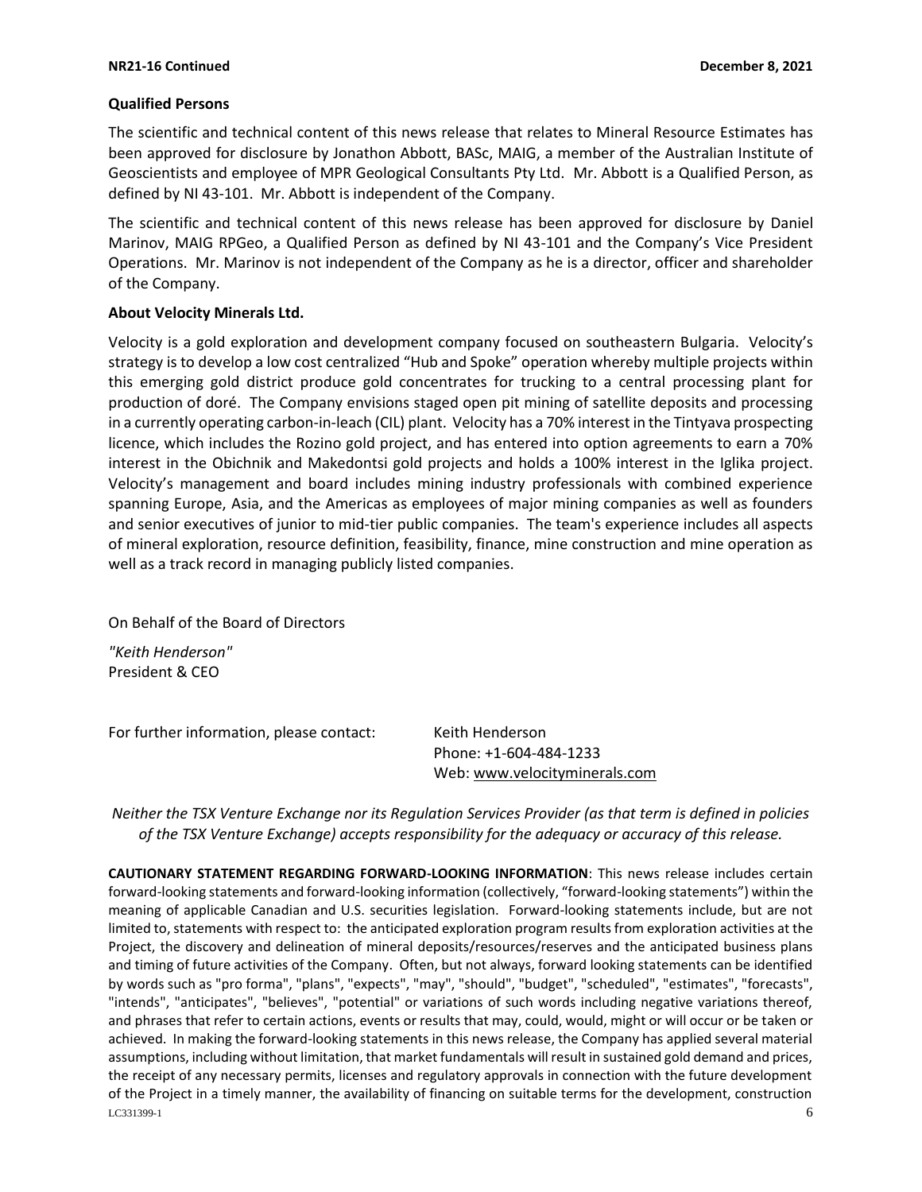### Qualified Persons

The scientific and technical content of this news release that relates to Mineral Resource Estimates has been approved for disclosure by Jonathon Abbott, BASc, MAIG, a member of the Australian Institute of Geoscientists and employee of MPR Geological Consultants Pty Ltd. Mr. Abbott is a Qualified Person, as defined by NI 43-101. Mr. Abbott is independent of the Company.

The scientific and technical content of this news release has been approved for disclosure by Daniel Marinov, MAIG RPGeo, a Qualified Person as defined by NI 43-101 and the Company's Vice President Operations. Mr. Marinov is not independent of the Company as he is a director, officer and shareholder of the Company.

### About Velocity Minerals Ltd.

Velocity is a gold exploration and development company focused on southeastern Bulgaria. Velocity's strategy is to develop a low cost centralized "Hub and Spoke" operation whereby multiple projects within this emerging gold district produce gold concentrates for trucking to a central processing plant for production of doré. The Company envisions staged open pit mining of satellite deposits and processing in a currently operating carbon-in-leach (CIL) plant. Velocity has a 70% interest in the Tintyava prospecting licence, which includes the Rozino gold project, and has entered into option agreements to earn a 70% interest in the Obichnik and Makedontsi gold projects and holds a 100% interest in the Iglika project. Velocity's management and board includes mining industry professionals with combined experience spanning Europe, Asia, and the Americas as employees of major mining companies as well as founders and senior executives of junior to mid-tier public companies. The team's experience includes all aspects of mineral exploration, resource definition, feasibility, finance, mine construction and mine operation as well as a track record in managing publicly listed companies.

On Behalf of the Board of Directors

*"Keith Henderson"*
President & CEO

For further information, please contact: Keith Henderson
Phone: +1-604-484-1233
Web: www.velocityminerals.com

*Neither the TSX Venture Exchange nor its Regulation Services Provider (as that term is defined in policies of the TSX Venture Exchange) accepts responsibility for the adequacy or accuracy of this release.*

**CAUTIONARY STATEMENT REGARDING FORWARD-LOOKING INFORMATION**: This news release includes certain forward-looking statements and forward-looking information (collectively, "forward-looking statements") within the meaning of applicable Canadian and U.S. securities legislation. Forward-looking statements include, but are not limited to, statements with respect to: the anticipated exploration program results from exploration activities at the Project, the discovery and delineation of mineral deposits/resources/reserves and the anticipated business plans and timing of future activities of the Company. Often, but not always, forward looking statements can be identified by words such as "pro forma", "plans", "expects", "may", "should", "budget", "scheduled", "estimates", "forecasts", "intends", "anticipates", "believes", "potential" or variations of such words including negative variations thereof, and phrases that refer to certain actions, events or results that may, could, would, might or will occur or be taken or achieved. In making the forward-looking statements in this news release, the Company has applied several material assumptions, including without limitation, that market fundamentals will result in sustained gold demand and prices, the receipt of any necessary permits, licenses and regulatory approvals in connection with the future development of the Project in a timely manner, the availability of financing on suitable terms for the development, construction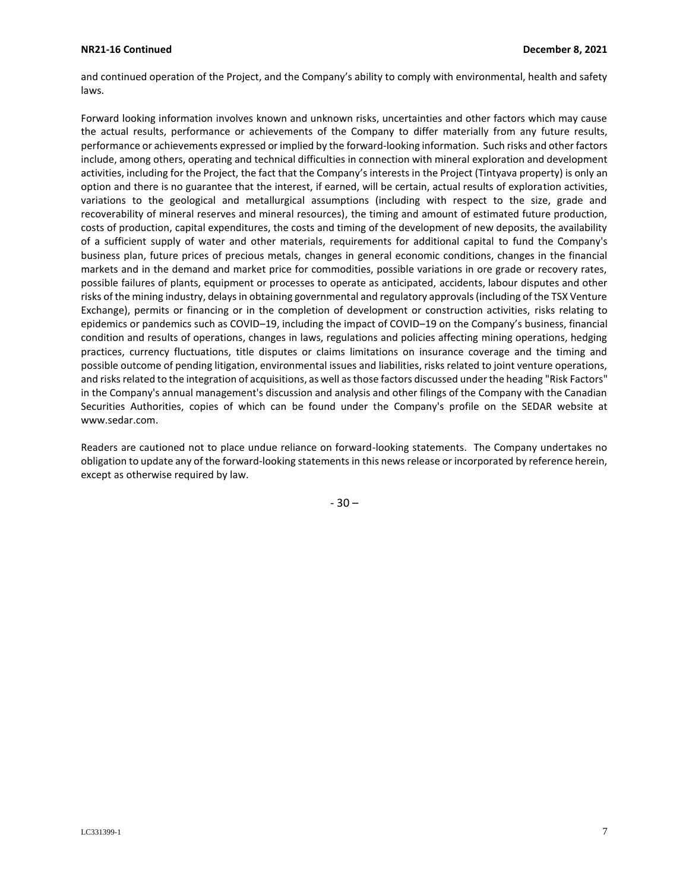and continued operation of the Project, and the Company's ability to comply with environmental, health and safety laws.

Forward looking information involves known and unknown risks, uncertainties and other factors which may cause the actual results, performance or achievements of the Company to differ materially from any future results, performance or achievements expressed or implied by the forward-looking information. Such risks and other factors include, among others, operating and technical difficulties in connection with mineral exploration and development activities, including for the Project, the fact that the Company's interests in the Project (Tintyava property) is only an option and there is no guarantee that the interest, if earned, will be certain, actual results of exploration activities, variations to the geological and metallurgical assumptions (including with respect to the size, grade and recoverability of mineral reserves and mineral resources), the timing and amount of estimated future production, costs of production, capital expenditures, the costs and timing of the development of new deposits, the availability of a sufficient supply of water and other materials, requirements for additional capital to fund the Company's business plan, future prices of precious metals, changes in general economic conditions, changes in the financial markets and in the demand and market price for commodities, possible variations in ore grade or recovery rates, possible failures of plants, equipment or processes to operate as anticipated, accidents, labour disputes and other risks of the mining industry, delays in obtaining governmental and regulatory approvals (including of the TSX Venture Exchange), permits or financing or in the completion of development or construction activities, risks relating to epidemics or pandemics such as COVID–19, including the impact of COVID–19 on the Company's business, financial condition and results of operations, changes in laws, regulations and policies affecting mining operations, hedging practices, currency fluctuations, title disputes or claims limitations on insurance coverage and the timing and possible outcome of pending litigation, environmental issues and liabilities, risks related to joint venture operations, and risks related to the integration of acquisitions, as well as those factors discussed under the heading "Risk Factors" in the Company's annual management's discussion and analysis and other filings of the Company with the Canadian Securities Authorities, copies of which can be found under the Company's profile on the SEDAR website at www.sedar.com.

Readers are cautioned not to place undue reliance on forward-looking statements. The Company undertakes no obligation to update any of the forward-looking statements in this news release or incorporated by reference herein, except as otherwise required by law.

- 30 –